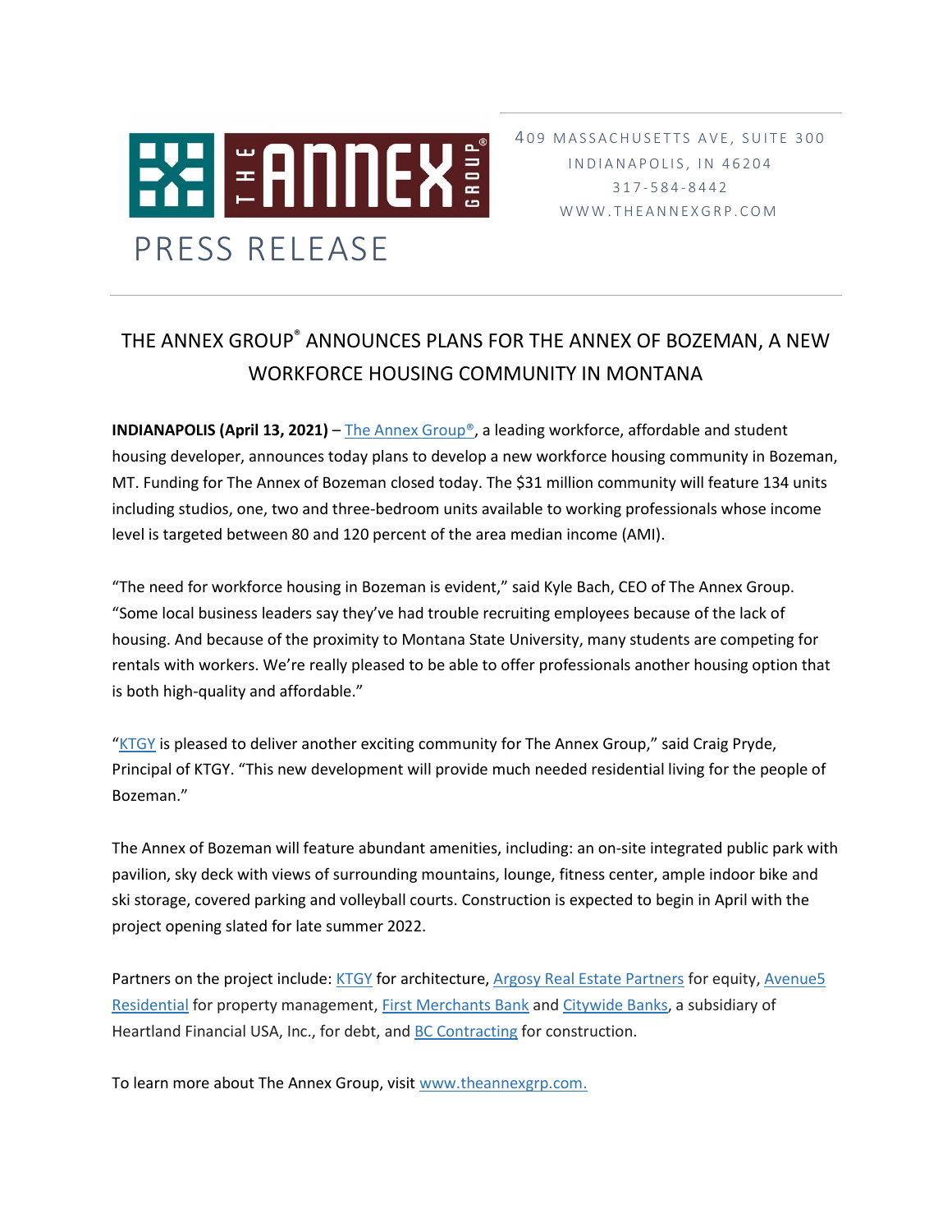THE ANNEX GROUP®

409 MASSACHUSETTS AVE, SUITE 300
INDIANAPOLIS, IN 46204
317-584-8442
WWW.THEANNEXGRP.COM

PRESS RELEASE

# THE ANNEX GROUP® ANNOUNCES PLANS FOR THE ANNEX OF BOZEMAN, A NEW WORKFORCE HOUSING COMMUNITY IN MONTANA

**INDIANAPOLIS (April 13, 2021)** – The Annex Group®, a leading workforce, affordable and student housing developer, announces today plans to develop a new workforce housing community in Bozeman, MT. Funding for The Annex of Bozeman closed today. The $31 million community will feature 134 units including studios, one, two and three-bedroom units available to working professionals whose income level is targeted between 80 and 120 percent of the area median income (AMI).

"The need for workforce housing in Bozeman is evident," said Kyle Bach, CEO of The Annex Group. "Some local business leaders say they've had trouble recruiting employees because of the lack of housing. And because of the proximity to Montana State University, many students are competing for rentals with workers. We're really pleased to be able to offer professionals another housing option that is both high-quality and affordable."

"KTGY is pleased to deliver another exciting community for The Annex Group," said Craig Pryde, Principal of KTGY. "This new development will provide much needed residential living for the people of Bozeman."

The Annex of Bozeman will feature abundant amenities, including: an on-site integrated public park with pavilion, sky deck with views of surrounding mountains, lounge, fitness center, ample indoor bike and ski storage, covered parking and volleyball courts. Construction is expected to begin in April with the project opening slated for late summer 2022.

Partners on the project include: KTGY for architecture, Argosy Real Estate Partners for equity, Avenue5 Residential for property management, First Merchants Bank and Citywide Banks, a subsidiary of Heartland Financial USA, Inc., for debt, and BC Contracting for construction.

To learn more about The Annex Group, visit www.theannexgrp.com.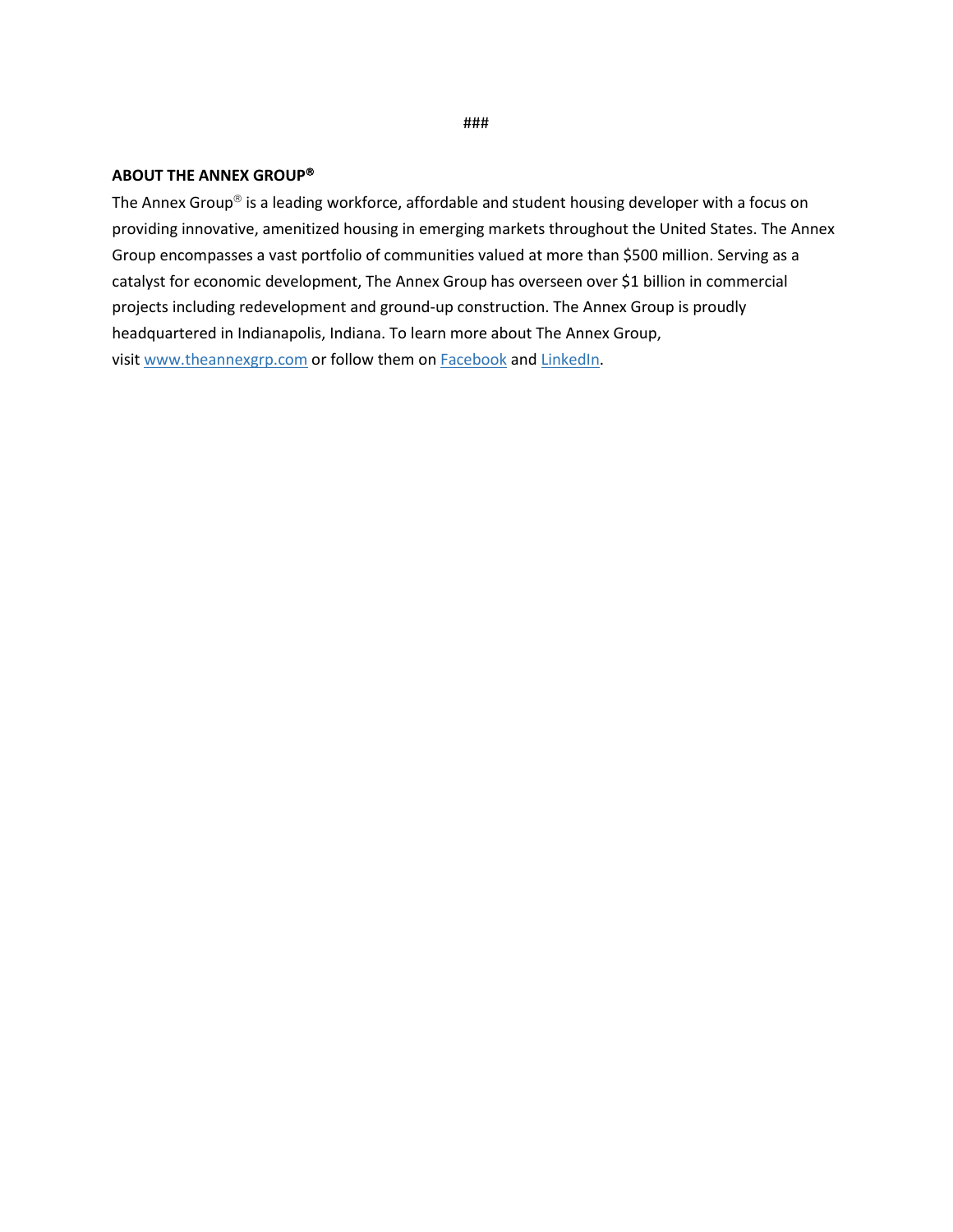###

**ABOUT THE ANNEX GROUP®**

The Annex Group® is a leading workforce, affordable and student housing developer with a focus on providing innovative, amenitized housing in emerging markets throughout the United States. The Annex Group encompasses a vast portfolio of communities valued at more than $500 million. Serving as a catalyst for economic development, The Annex Group has overseen over $1 billion in commercial projects including redevelopment and ground-up construction. The Annex Group is proudly headquartered in Indianapolis, Indiana. To learn more about The Annex Group, visit www.theannexgrp.com or follow them on Facebook and LinkedIn.